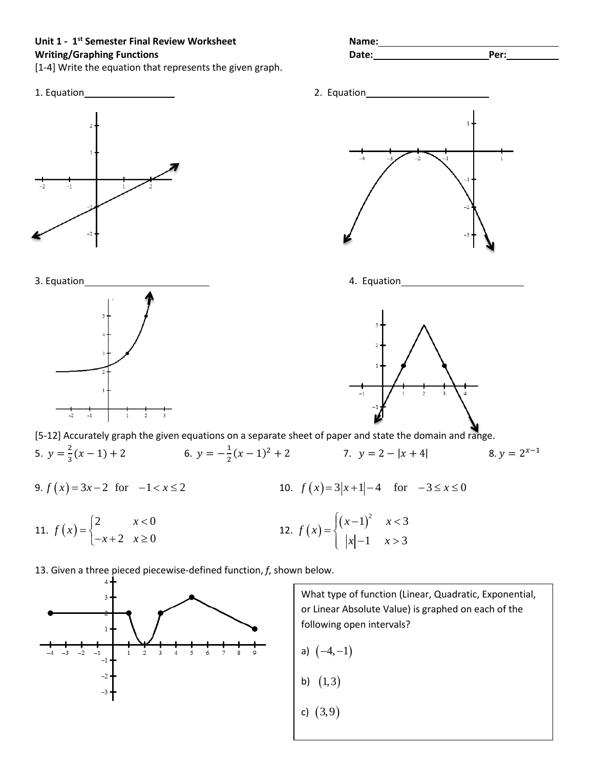**Unit 1 - 1st Semester Final Review Worksheet**
**Writing/Graphing Functions**

Name:\_\_\_\_\_\_\_\_\_\_\_\_\_\_\_\_\_\_\_\_\_\_\_\_\_\_\_\_

Date:\_\_\_\_\_\_\_\_\_\_\_\_\_\_\_\_\_\_\_\_ Per:\_\_\_\_\_\_\_\_

[1-4] Write the equation that represents the given graph.

1. Equation\_\_\_\_\_\_\_\_\_\_\_\_\_\_\_\_

2. Equation\_\_\_\_\_\_\_\_\_\_\_\_\_\_\_\_\_\_\_\_\_\_

3. Equation\_\_\_\_\_\_\_\_\_\_\_\_\_\_\_\_\_\_\_\_\_\_\_\_

4. Equation\_\_\_\_\_\_\_\_\_\_\_\_\_\_\_\_\_\_\_\_\_\_

[5-12] Accurately graph the given equations on a separate sheet of paper and state the domain and range.

5. $y = \frac{2}{3}(x-1)+2$

6. $y = -\frac{1}{2}(x-1)^2+2$

7. $y = 2-|x+4|$

8. $y = 2^{x-1}$

9. $f(x) = 3x-2$ for $-1 < x \le 2$

10. $f(x) = 3|x+1|-4$ for $-3 \le x \le 0$

11. $f(x) = \begin{cases} 2 & x < 0 \\ -x+2 & x \ge 0 \end{cases}$

12. $f(x) = \begin{cases} (x-1)^2 & x < 3 \\ |x|-1 & x > 3 \end{cases}$

13. Given a three pieced piecewise-defined function, *f*, shown below.

What type of function (Linear, Quadratic, Exponential, or Linear Absolute Value) is graphed on each of the following open intervals?

a) $(-4,-1)$

b) $(1,3)$

c) $(3,9)$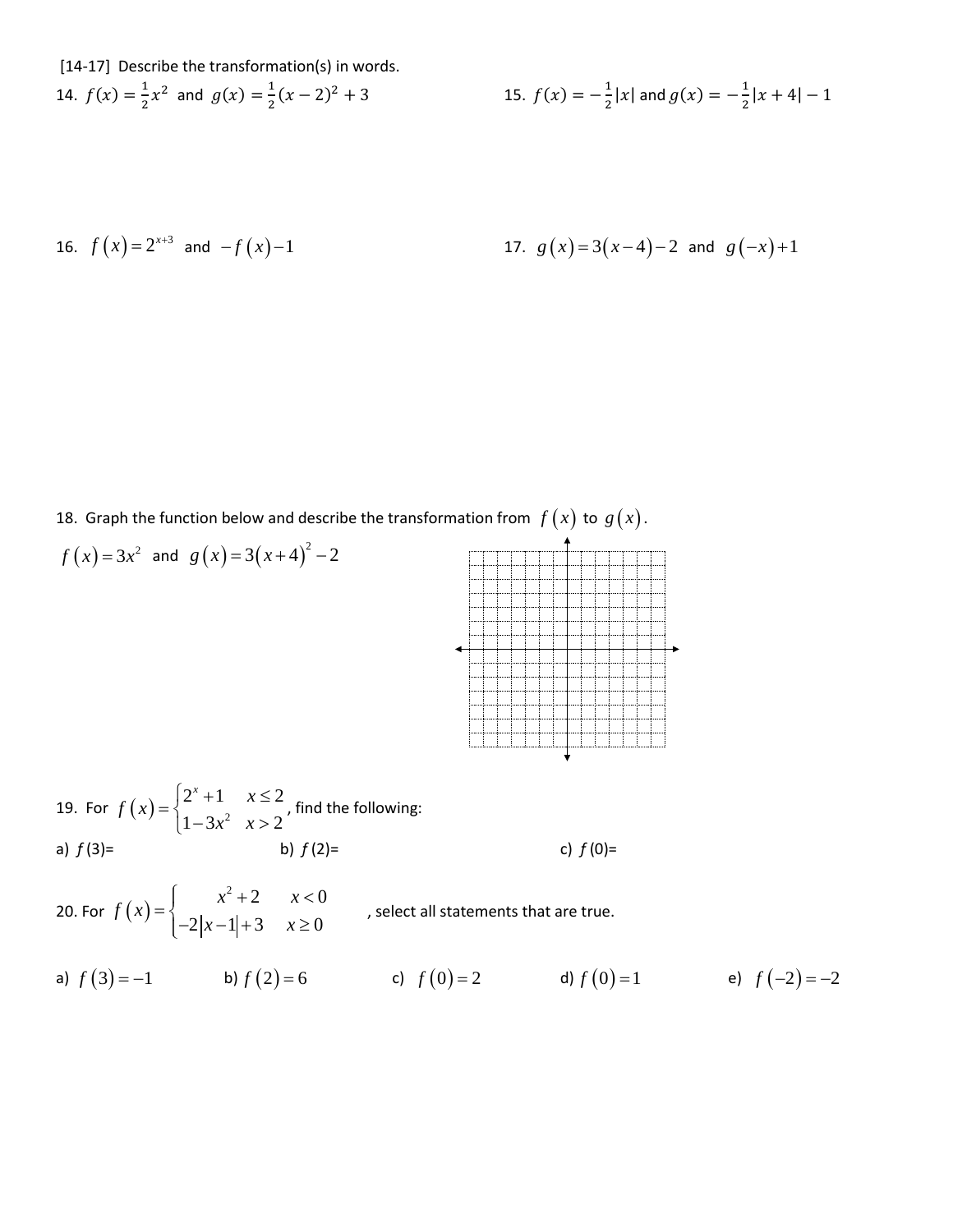[14-17] Describe the transformation(s) in words.

14. $f(x) = \frac{1}{2}x^2$ and $g(x) = \frac{1}{2}(x-2)^2 + 3$

15. $f(x) = -\frac{1}{2}|x|$ and $g(x) = -\frac{1}{2}|x+4| - 1$

16. $f(x) = 2^{x+3}$ and $-f(x) - 1$

17. $g(x) = 3(x-4) - 2$ and $g(-x) + 1$

18. Graph the function below and describe the transformation from $f(x)$ to $g(x)$.

$f(x) = 3x^2$ and $g(x) = 3(x+4)^2 - 2$

19. For $f(x) = \begin{cases} 2^x + 1 & x \le 2 \\ 1 - 3x^2 & x > 2 \end{cases}$, find the following:

a) $f(3)$=

b) $f(2)$=

c) $f(0)$=

20. For $f(x) = \begin{cases} x^2 + 2 & x < 0 \\ -2|x-1| + 3 & x \ge 0 \end{cases}$, select all statements that are true.

a) $f(3) = -1$

b) $f(2) = 6$

c) $f(0) = 2$

d) $f(0) = 1$

e) $f(-2) = -2$